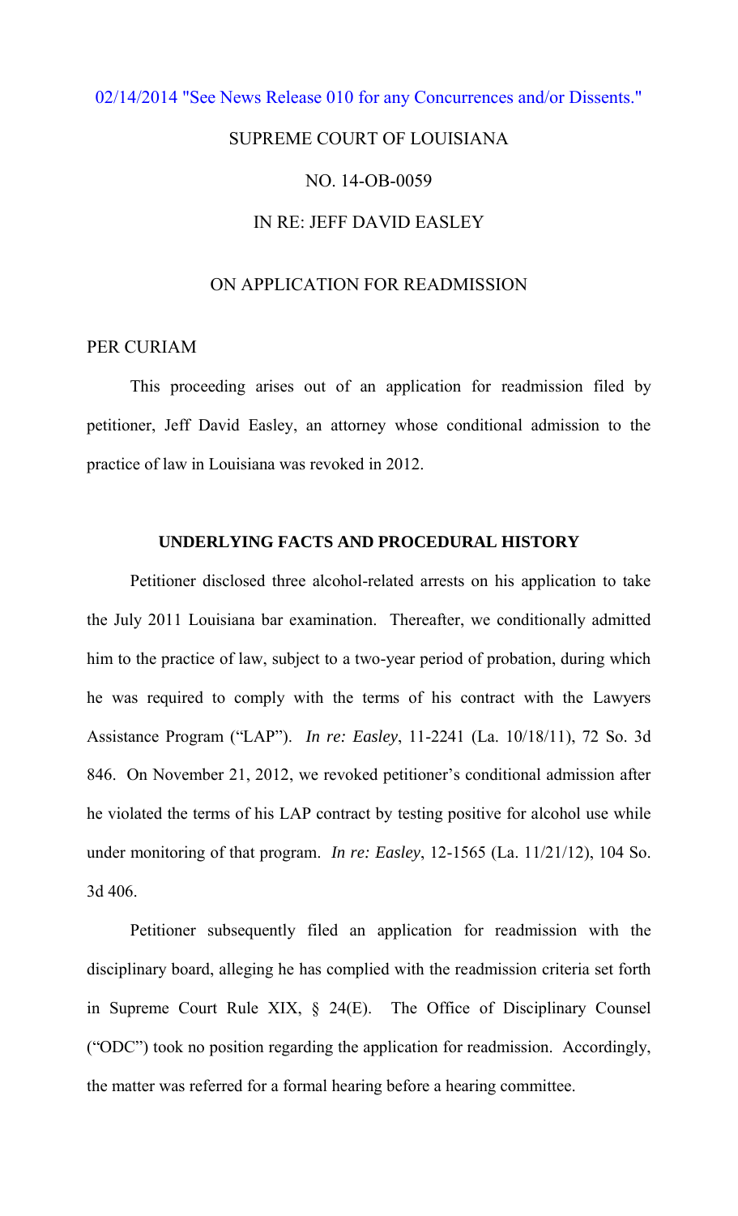02/14/2014 "See News Release 010 for any Concurrences and/or Dissents."

# SUPREME COURT OF LOUISIANA

## NO. 14-OB-0059

## IN RE: JEFF DAVID EASLEY

## ON APPLICATION FOR READMISSION

PER CURIAM

This proceeding arises out of an application for readmission filed by petitioner, Jeff David Easley, an attorney whose conditional admission to the practice of law in Louisiana was revoked in 2012.

### UNDERLYING FACTS AND PROCEDURAL HISTORY

Petitioner disclosed three alcohol-related arrests on his application to take the July 2011 Louisiana bar examination. Thereafter, we conditionally admitted him to the practice of law, subject to a two-year period of probation, during which he was required to comply with the terms of his contract with the Lawyers Assistance Program ("LAP"). *In re: Easley*, 11-2241 (La. 10/18/11), 72 So. 3d 846. On November 21, 2012, we revoked petitioner's conditional admission after he violated the terms of his LAP contract by testing positive for alcohol use while under monitoring of that program. *In re: Easley*, 12-1565 (La. 11/21/12), 104 So. 3d 406.

Petitioner subsequently filed an application for readmission with the disciplinary board, alleging he has complied with the readmission criteria set forth in Supreme Court Rule XIX, § 24(E). The Office of Disciplinary Counsel ("ODC") took no position regarding the application for readmission. Accordingly, the matter was referred for a formal hearing before a hearing committee.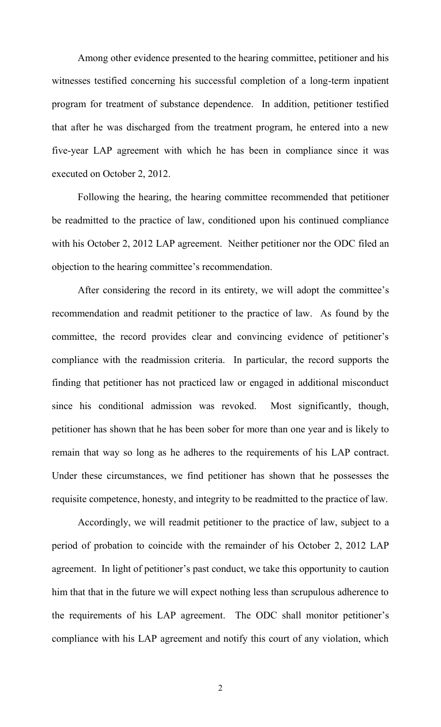Among other evidence presented to the hearing committee, petitioner and his witnesses testified concerning his successful completion of a long-term inpatient program for treatment of substance dependence. In addition, petitioner testified that after he was discharged from the treatment program, he entered into a new five-year LAP agreement with which he has been in compliance since it was executed on October 2, 2012.

Following the hearing, the hearing committee recommended that petitioner be readmitted to the practice of law, conditioned upon his continued compliance with his October 2, 2012 LAP agreement. Neither petitioner nor the ODC filed an objection to the hearing committee's recommendation.

After considering the record in its entirety, we will adopt the committee's recommendation and readmit petitioner to the practice of law. As found by the committee, the record provides clear and convincing evidence of petitioner's compliance with the readmission criteria. In particular, the record supports the finding that petitioner has not practiced law or engaged in additional misconduct since his conditional admission was revoked. Most significantly, though, petitioner has shown that he has been sober for more than one year and is likely to remain that way so long as he adheres to the requirements of his LAP contract. Under these circumstances, we find petitioner has shown that he possesses the requisite competence, honesty, and integrity to be readmitted to the practice of law.

Accordingly, we will readmit petitioner to the practice of law, subject to a period of probation to coincide with the remainder of his October 2, 2012 LAP agreement. In light of petitioner's past conduct, we take this opportunity to caution him that that in the future we will expect nothing less than scrupulous adherence to the requirements of his LAP agreement. The ODC shall monitor petitioner's compliance with his LAP agreement and notify this court of any violation, which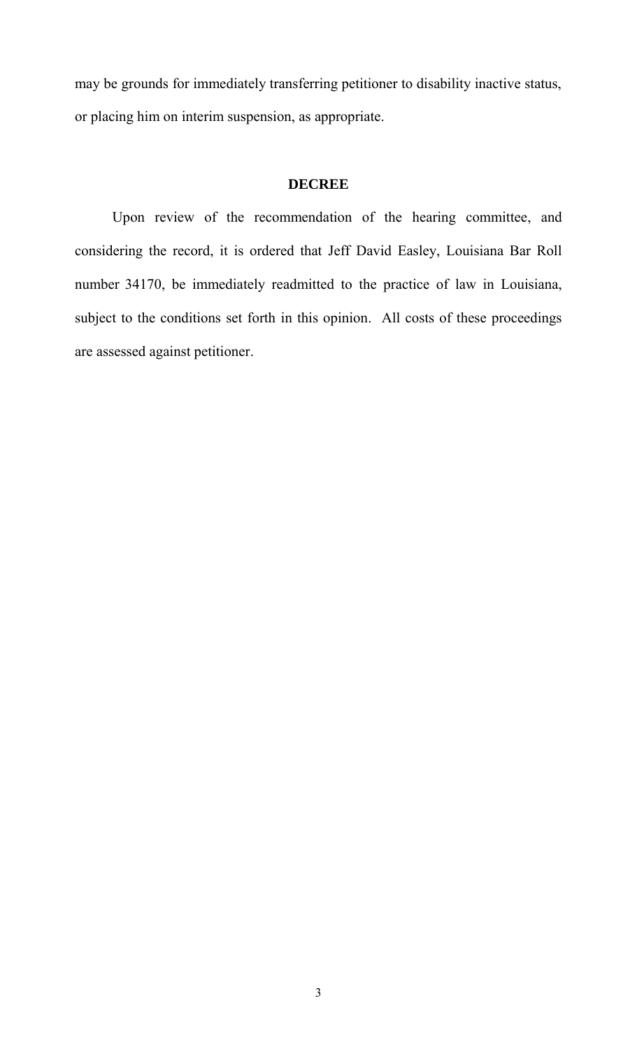may be grounds for immediately transferring petitioner to disability inactive status, or placing him on interim suspension, as appropriate.

## DECREE

Upon review of the recommendation of the hearing committee, and considering the record, it is ordered that Jeff David Easley, Louisiana Bar Roll number 34170, be immediately readmitted to the practice of law in Louisiana, subject to the conditions set forth in this opinion. All costs of these proceedings are assessed against petitioner.